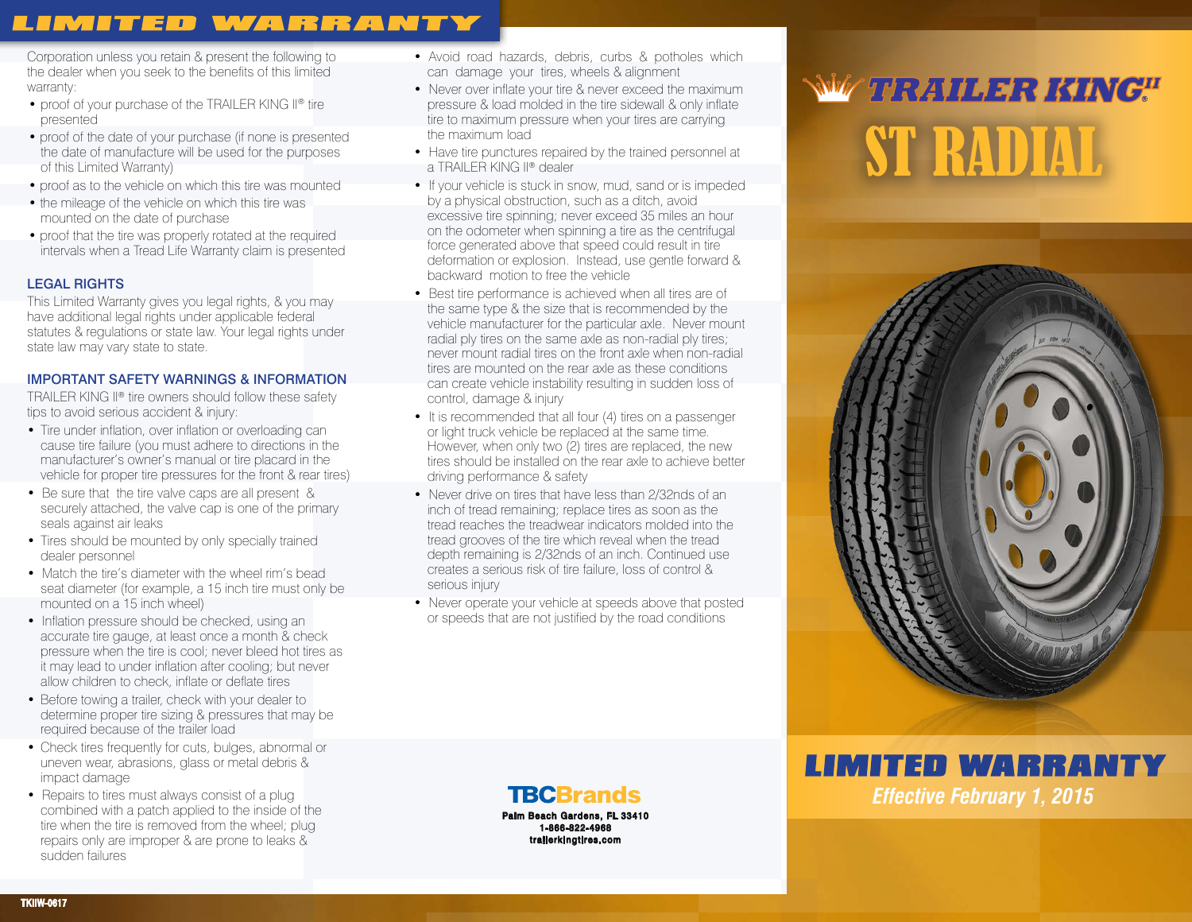# LIMITED WARRANTY

Corporation unless you retain & present the following to the dealer when you seek to the benefits of this limited warranty:

- proof of your purchase of the TRAILER KING II® tire presented
- proof of the date of your purchase (if none is presented the date of manufacture will be used for the purposes of this Limited Warranty)
- proof as to the vehicle on which this tire was mounted
- the mileage of the vehicle on which this tire was mounted on the date of purchase
- proof that the tire was properly rotated at the required intervals when a Tread Life Warranty claim is presented

## LEGAL RIGHTS

This Limited Warranty gives you legal rights, & you may have additional legal rights under applicable federal statutes & regulations or state law. Your legal rights under state law may vary state to state.

## IMPORTANT SAFETY WARNINGS & INFORMATION

TRAILER KING II® tire owners should follow these safety tips to avoid serious accident & injury:

- Tire under inflation, over inflation or overloading can cause tire failure (you must adhere to directions in the manufacturer's owner's manual or tire placard in the vehicle for proper tire pressures for the front & rear tires)
- Be sure that the tire valve caps are all present & securely attached, the valve cap is one of the primary seals against air leaks
- Tires should be mounted by only specially trained dealer personnel
- Match the tire's diameter with the wheel rim's bead seat diameter (for example, a 15 inch tire must only be mounted on a 15 inch wheel)
- Inflation pressure should be checked, using an accurate tire gauge, at least once a month & check pressure when the tire is cool; never bleed hot tires as it may lead to under inflation after cooling; but never allow children to check, inflate or deflate tires
- Before towing a trailer, check with your dealer to determine proper tire sizing & pressures that may be required because of the trailer load
- Check tires frequently for cuts, bulges, abnormal or uneven wear, abrasions, glass or metal debris & impact damage
- Repairs to tires must always consist of a plug combined with a patch applied to the inside of the tire when the tire is removed from the wheel; plug repairs only are improper & are prone to leaks & sudden failures
- Avoid road hazards, debris, curbs & potholes which can damage your tires, wheels & alignment
- Never over inflate your tire & never exceed the maximum pressure & load molded in the tire sidewall & only inflate tire to maximum pressure when your tires are carrying the maximum load
- Have tire punctures repaired by the trained personnel at a TRAILER KING II® dealer
- If your vehicle is stuck in snow, mud, sand or is impeded by a physical obstruction, such as a ditch, avoid excessive tire spinning; never exceed 35 miles an hour on the odometer when spinning a tire as the centrifugal force generated above that speed could result in tire deformation or explosion. Instead, use gentle forward & backward motion to free the vehicle
- Best tire performance is achieved when all tires are of the same type & the size that is recommended by the vehicle manufacturer for the particular axle. Never mount radial ply tires on the same axle as non-radial ply tires; never mount radial tires on the front axle when non-radial tires are mounted on the rear axle as these conditions can create vehicle instability resulting in sudden loss of control, damage & injury
- It is recommended that all four (4) tires on a passenger or light truck vehicle be replaced at the same time. However, when only two (2) tires are replaced, the new tires should be installed on the rear axle to achieve better driving performance & safety
- Never drive on tires that have less than 2/32nds of an inch of tread remaining; replace tires as soon as the tread reaches the treadwear indicators molded into the tread grooves of the tire which reveal when the tread depth remaining is 2/32nds of an inch. Continued use creates a serious risk of tire failure, loss of control & serious injury
- Never operate your vehicle at speeds above that posted or speeds that are not justified by the road conditions

**TBCBrands**
Palm Beach Gardens, FL 33410
1-866-822-4968
trailerkingtires.com

# TRAILER KING II®

# ST RADIAL

# LIMITED WARRANTY

*Effective February 1, 2015*

TKIIW-0617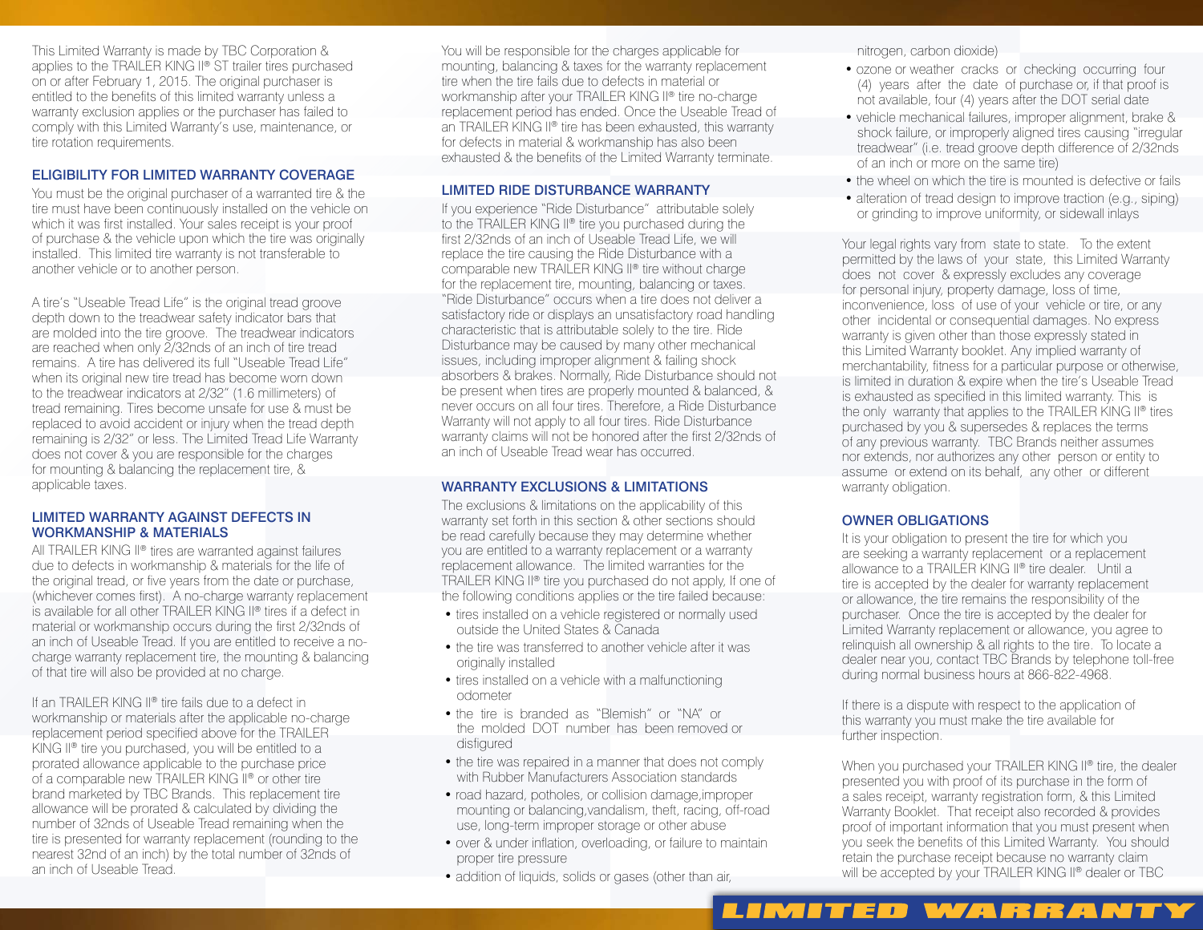This Limited Warranty is made by TBC Corporation & applies to the TRAILER KING II® ST trailer tires purchased on or after February 1, 2015. The original purchaser is entitled to the benefits of this limited warranty unless a warranty exclusion applies or the purchaser has failed to comply with this Limited Warranty's use, maintenance, or tire rotation requirements.

## ELIGIBILITY FOR LIMITED WARRANTY COVERAGE

You must be the original purchaser of a warranted tire & the tire must have been continuously installed on the vehicle on which it was first installed. Your sales receipt is your proof of purchase & the vehicle upon which the tire was originally installed. This limited tire warranty is not transferable to another vehicle or to another person.

A tire's "Useable Tread Life" is the original tread groove depth down to the treadwear safety indicator bars that are molded into the tire groove. The treadwear indicators are reached when only 2/32nds of an inch of tire tread remains. A tire has delivered its full "Useable Tread Life" when its original new tire tread has become worn down to the treadwear indicators at 2/32" (1.6 millimeters) of tread remaining. Tires become unsafe for use & must be replaced to avoid accident or injury when the tread depth remaining is 2/32" or less. The Limited Tread Life Warranty does not cover & you are responsible for the charges for mounting & balancing the replacement tire, & applicable taxes.

## LIMITED WARRANTY AGAINST DEFECTS IN WORKMANSHIP & MATERIALS

All TRAILER KING II® tires are warranted against failures due to defects in workmanship & materials for the life of the original tread, or five years from the date or purchase, (whichever comes first). A no-charge warranty replacement is available for all other TRAILER KING II® tires if a defect in material or workmanship occurs during the first 2/32nds of an inch of Useable Tread. If you are entitled to receive a no-charge warranty replacement tire, the mounting & balancing of that tire will also be provided at no charge.

If an TRAILER KING II® tire fails due to a defect in workmanship or materials after the applicable no-charge replacement period specified above for the TRAILER KING II® tire you purchased, you will be entitled to a prorated allowance applicable to the purchase price of a comparable new TRAILER KING II® or other tire brand marketed by TBC Brands. This replacement tire allowance will be prorated & calculated by dividing the number of 32nds of Useable Tread remaining when the tire is presented for warranty replacement (rounding to the nearest 32nd of an inch) by the total number of 32nds of an inch of Useable Tread.

You will be responsible for the charges applicable for mounting, balancing & taxes for the warranty replacement tire when the tire fails due to defects in material or workmanship after your TRAILER KING II® tire no-charge replacement period has ended. Once the Useable Tread of an TRAILER KING II® tire has been exhausted, this warranty for defects in material & workmanship has also been exhausted & the benefits of the Limited Warranty terminate.

## LIMITED RIDE DISTURBANCE WARRANTY

If you experience "Ride Disturbance" attributable solely to the TRAILER KING II® tire you purchased during the first 2/32nds of an inch of Useable Tread Life, we will replace the tire causing the Ride Disturbance with a comparable new TRAILER KING II® tire without charge for the replacement tire, mounting, balancing or taxes. "Ride Disturbance" occurs when a tire does not deliver a satisfactory ride or displays an unsatisfactory road handling characteristic that is attributable solely to the tire. Ride Disturbance may be caused by many other mechanical issues, including improper alignment & failing shock absorbers & brakes. Normally, Ride Disturbance should not be present when tires are properly mounted & balanced, & never occurs on all four tires. Therefore, a Ride Disturbance Warranty will not apply to all four tires. Ride Disturbance warranty claims will not be honored after the first 2/32nds of an inch of Useable Tread wear has occurred.

## WARRANTY EXCLUSIONS & LIMITATIONS

The exclusions & limitations on the applicability of this warranty set forth in this section & other sections should be read carefully because they may determine whether you are entitled to a warranty replacement or a warranty replacement allowance. The limited warranties for the TRAILER KING II® tire you purchased do not apply, If one of the following conditions applies or the tire failed because:

- tires installed on a vehicle registered or normally used outside the United States & Canada
- the tire was transferred to another vehicle after it was originally installed
- tires installed on a vehicle with a malfunctioning odometer
- the tire is branded as "Blemish" or "NA" or the molded DOT number has been removed or disfigured
- the tire was repaired in a manner that does not comply with Rubber Manufacturers Association standards
- road hazard, potholes, or collision damage,improper mounting or balancing,vandalism, theft, racing, off-road use, long-term improper storage or other abuse
- over & under inflation, overloading, or failure to maintain proper tire pressure
- addition of liquids, solids or gases (other than air, nitrogen, carbon dioxide)
- ozone or weather cracks or checking occurring four (4) years after the date of purchase or, if that proof is not available, four (4) years after the DOT serial date
- vehicle mechanical failures, improper alignment, brake & shock failure, or improperly aligned tires causing "irregular treadwear" (i.e. tread groove depth difference of 2/32nds of an inch or more on the same tire)
- the wheel on which the tire is mounted is defective or fails
- alteration of tread design to improve traction (e.g., siping) or grinding to improve uniformity, or sidewall inlays

Your legal rights vary from state to state. To the extent permitted by the laws of your state, this Limited Warranty does not cover & expressly excludes any coverage for personal injury, property damage, loss of time, inconvenience, loss of use of your vehicle or tire, or any other incidental or consequential damages. No express warranty is given other than those expressly stated in this Limited Warranty booklet. Any implied warranty of merchantability, fitness for a particular purpose or otherwise, is limited in duration & expire when the tire's Useable Tread is exhausted as specified in this limited warranty. This is the only warranty that applies to the TRAILER KING II® tires purchased by you & supersedes & replaces the terms of any previous warranty. TBC Brands neither assumes nor extends, nor authorizes any other person or entity to assume or extend on its behalf, any other or different warranty obligation.

## OWNER OBLIGATIONS

It is your obligation to present the tire for which you are seeking a warranty replacement or a replacement allowance to a TRAILER KING II® tire dealer. Until a tire is accepted by the dealer for warranty replacement or allowance, the tire remains the responsibility of the purchaser. Once the tire is accepted by the dealer for Limited Warranty replacement or allowance, you agree to relinquish all ownership & all rights to the tire. To locate a dealer near you, contact TBC Brands by telephone toll-free during normal business hours at 866-822-4968.

If there is a dispute with respect to the application of this warranty you must make the tire available for further inspection.

When you purchased your TRAILER KING II® tire, the dealer presented you with proof of its purchase in the form of a sales receipt, warranty registration form, & this Limited Warranty Booklet. That receipt also recorded & provides proof of important information that you must present when you seek the benefits of this Limited Warranty. You should retain the purchase receipt because no warranty claim will be accepted by your TRAILER KING II® dealer or TBC

LIMITED WARRANTY